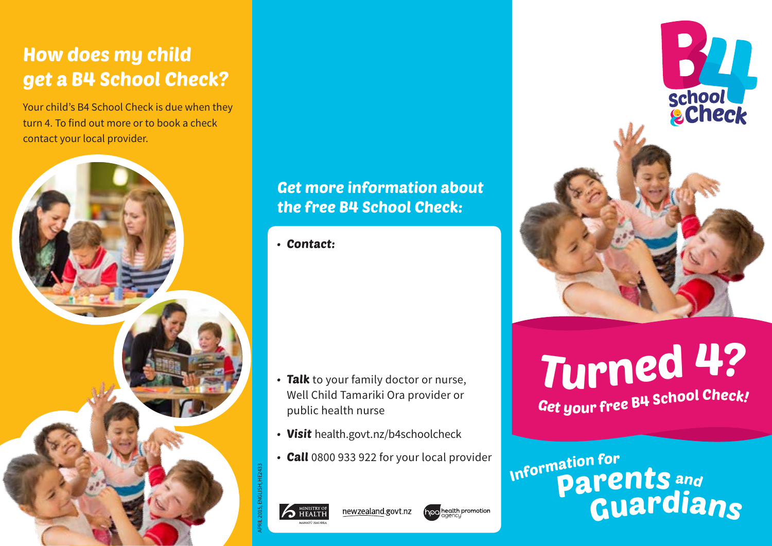## How does my child get a B4 School Check?

Your child's B4 School Check is due when they turn 4. To find out more or to book a check contact your local provider.

## Get more information about the free B4 School Check:

- ***Contact:***

- ***Talk*** to your family doctor or nurse, Well Child Tamariki Ora provider or public health nurse
- ***Visit*** health.govt.nz/b4schoolcheck
- ***Call*** 0800 933 922 for your local provider

APRIL 2015, ENGLISH, HE2433

MINISTRY OF HEALTH MANATŪ HAUORA newzealand.govt.nz hpa health promotion agency

B4 School Check

# Turned 4?

**Get your free B4 School Check!**

Information for Parents and Guardians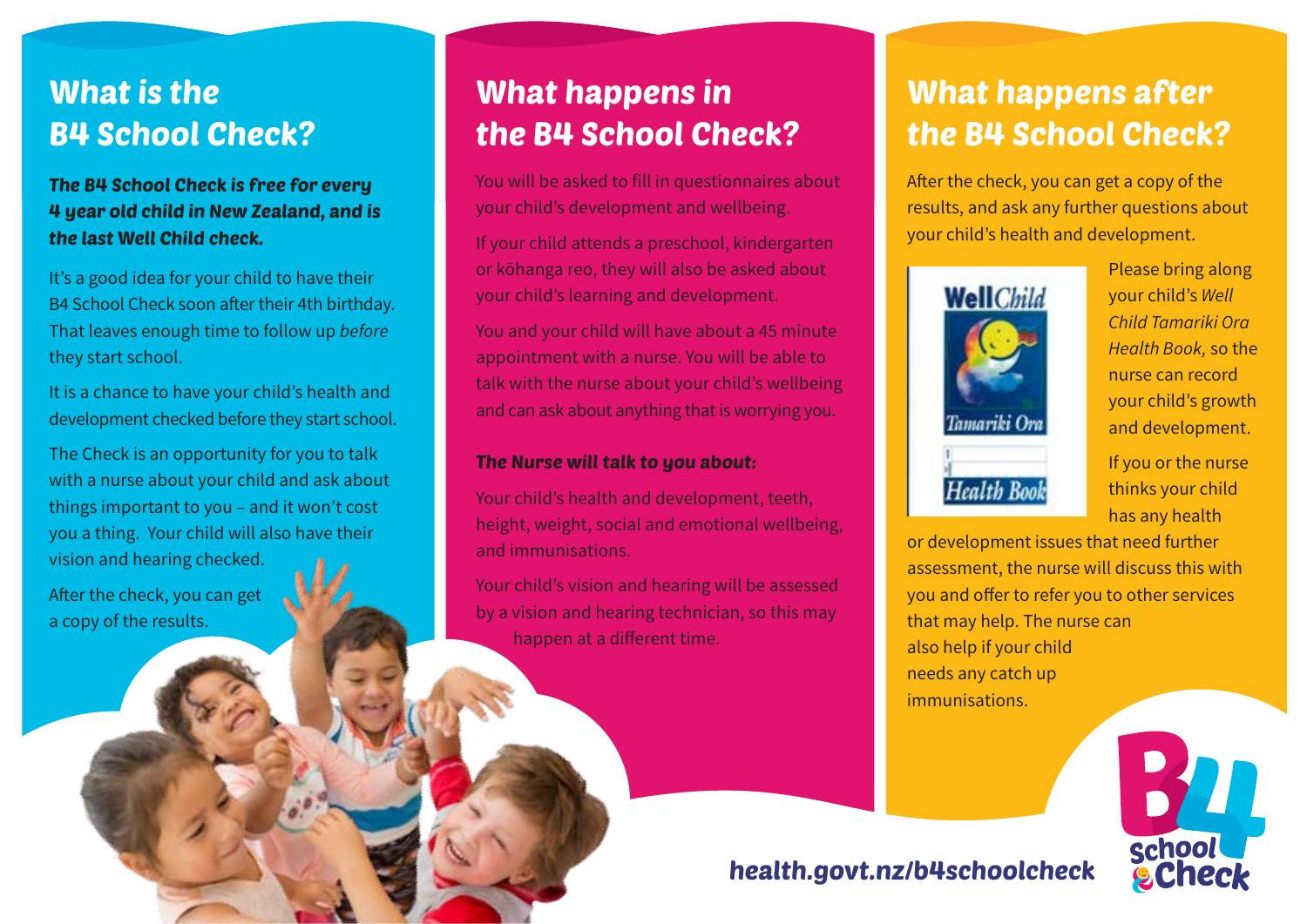## What is the B4 School Check?

***The B4 School Check is free for every 4 year old child in New Zealand, and is the last Well Child check.***

It's a good idea for your child to have their B4 School Check soon after their 4th birthday. That leaves enough time to follow up *before* they start school.

It is a chance to have your child's health and development checked before they start school.

The Check is an opportunity for you to talk with a nurse about your child and ask about things important to you – and it won't cost you a thing. Your child will also have their vision and hearing checked.

After the check, you can get a copy of the results.

## What happens in the B4 School Check?

You will be asked to fill in questionnaires about your child's development and wellbeing.

If your child attends a preschool, kindergarten or kōhanga reo, they will also be asked about your child's learning and development.

You and your child will have about a 45 minute appointment with a nurse. You will be able to talk with the nurse about your child's wellbeing and can ask about anything that is worrying you.

***The Nurse will talk to you about:***

Your child's health and development, teeth, height, weight, social and emotional wellbeing, and immunisations.

Your child's vision and hearing will be assessed by a vision and hearing technician, so this may happen at a different time.

## What happens after the B4 School Check?

After the check, you can get a copy of the results, and ask any further questions about your child's health and development.

Please bring along your child's *Well Child Tamariki Ora Health Book,* so the nurse can record your child's growth and development.

If you or the nurse thinks your child has any health or development issues that need further assessment, the nurse will discuss this with you and offer to refer you to other services that may help. The nurse can also help if your child needs any catch up immunisations.

**health.govt.nz/b4schoolcheck**